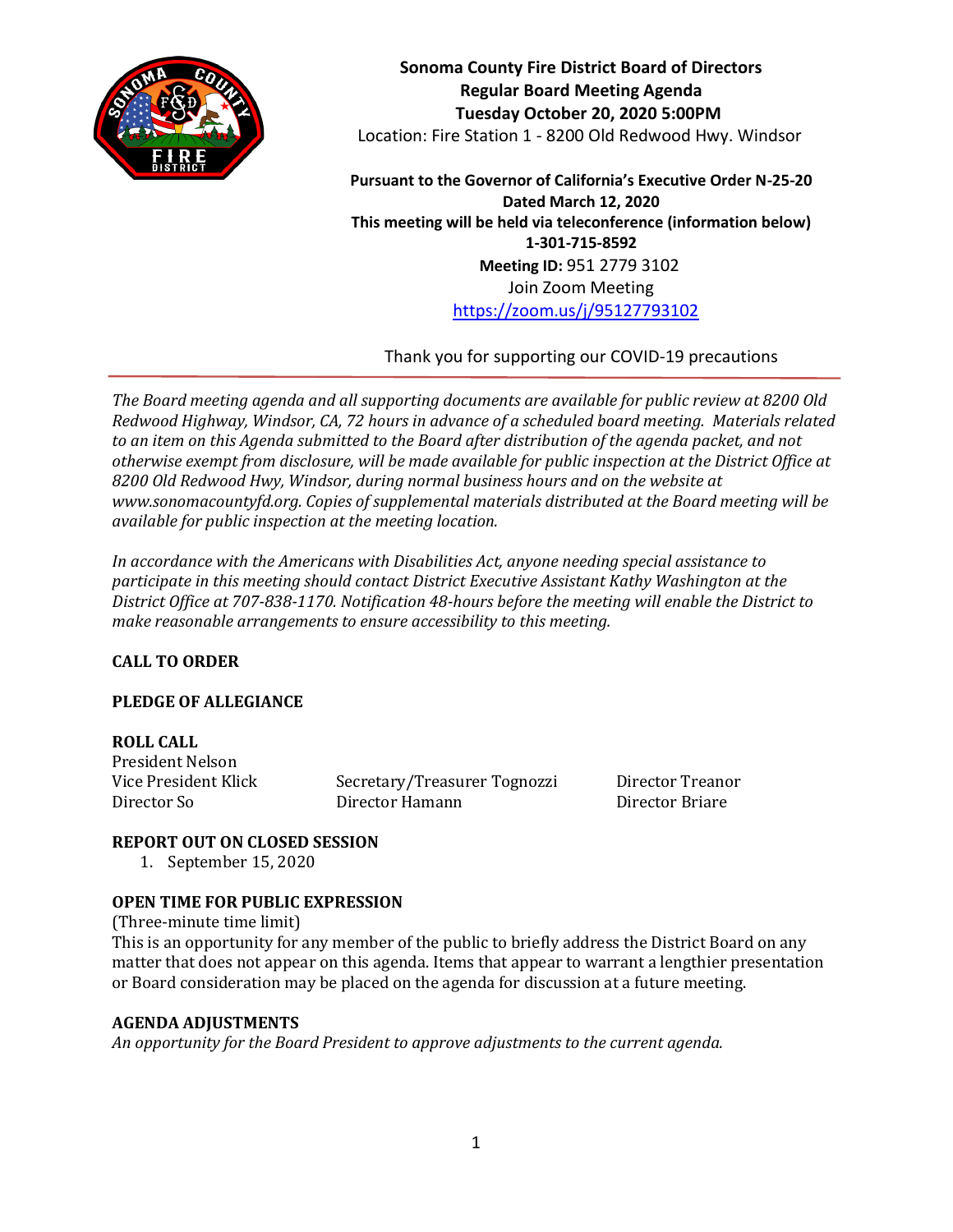**Sonoma County Fire District Board of Directors**
**Regular Board Meeting Agenda**
**Tuesday October 20, 2020 5:00PM**
Location: Fire Station 1 - 8200 Old Redwood Hwy. Windsor

**Pursuant to the Governor of California's Executive Order N-25-20**
**Dated March 12, 2020**
**This meeting will be held via teleconference (information below)**
**1-301-715-8592**
**Meeting ID:** 951 2779 3102
Join Zoom Meeting
https://zoom.us/j/95127793102

Thank you for supporting our COVID-19 precautions

---

*The Board meeting agenda and all supporting documents are available for public review at 8200 Old Redwood Highway, Windsor, CA, 72 hours in advance of a scheduled board meeting. Materials related to an item on this Agenda submitted to the Board after distribution of the agenda packet, and not otherwise exempt from disclosure, will be made available for public inspection at the District Office at 8200 Old Redwood Hwy, Windsor, during normal business hours and on the website at www.sonomacountyfd.org. Copies of supplemental materials distributed at the Board meeting will be available for public inspection at the meeting location.*

*In accordance with the Americans with Disabilities Act, anyone needing special assistance to participate in this meeting should contact District Executive Assistant Kathy Washington at the District Office at 707-838-1170. Notification 48-hours before the meeting will enable the District to make reasonable arrangements to ensure accessibility to this meeting.*

**CALL TO ORDER**

**PLEDGE OF ALLEGIANCE**

**ROLL CALL**

President Nelson
Vice President Klick
Director So
Secretary/Treasurer Tognozzi
Director Hamann
Director Treanor
Director Briare

**REPORT OUT ON CLOSED SESSION**

1. September 15, 2020

**OPEN TIME FOR PUBLIC EXPRESSION**

(Three-minute time limit)
This is an opportunity for any member of the public to briefly address the District Board on any matter that does not appear on this agenda. Items that appear to warrant a lengthier presentation or Board consideration may be placed on the agenda for discussion at a future meeting.

**AGENDA ADJUSTMENTS**

*An opportunity for the Board President to approve adjustments to the current agenda.*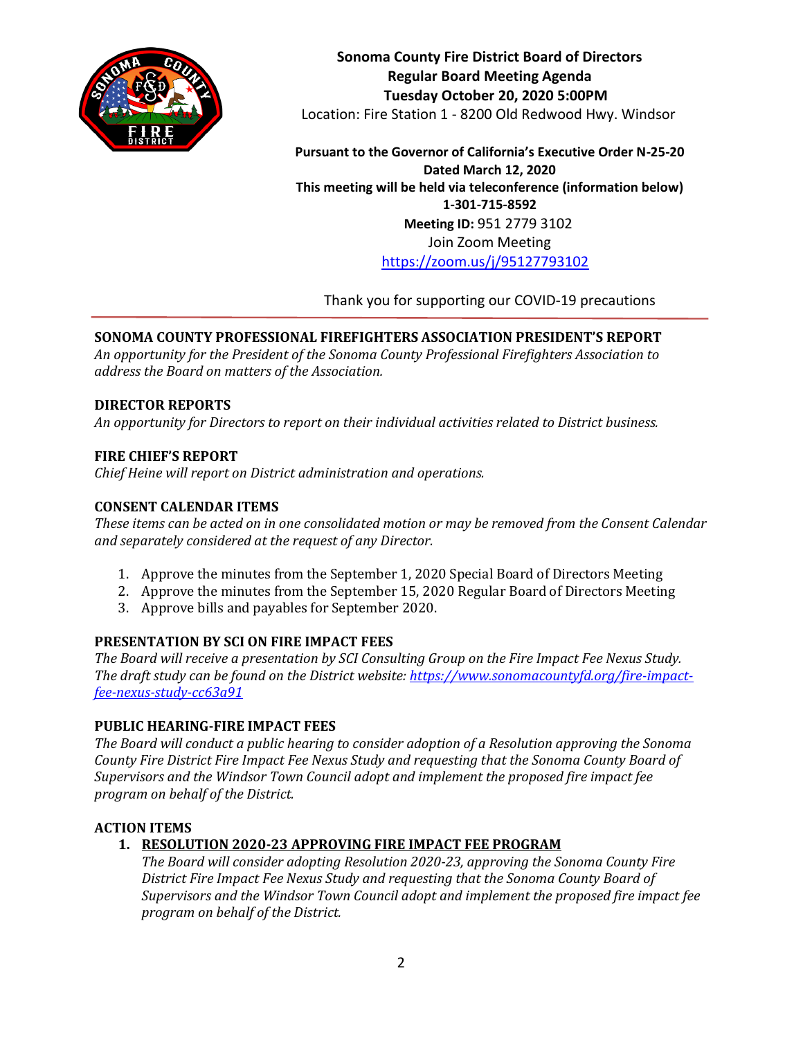**Sonoma County Fire District Board of Directors**
**Regular Board Meeting Agenda**
**Tuesday October 20, 2020 5:00PM**
Location: Fire Station 1 - 8200 Old Redwood Hwy. Windsor

**Pursuant to the Governor of California's Executive Order N-25-20**
**Dated March 12, 2020**
**This meeting will be held via teleconference (information below)**
**1-301-715-8592**
**Meeting ID:** 951 2779 3102
Join Zoom Meeting
https://zoom.us/j/95127793102

Thank you for supporting our COVID-19 precautions

---

### SONOMA COUNTY PROFESSIONAL FIREFIGHTERS ASSOCIATION PRESIDENT'S REPORT

*An opportunity for the President of the Sonoma County Professional Firefighters Association to address the Board on matters of the Association.*

### DIRECTOR REPORTS

*An opportunity for Directors to report on their individual activities related to District business.*

### FIRE CHIEF'S REPORT

*Chief Heine will report on District administration and operations.*

### CONSENT CALENDAR ITEMS

*These items can be acted on in one consolidated motion or may be removed from the Consent Calendar and separately considered at the request of any Director.*

1. Approve the minutes from the September 1, 2020 Special Board of Directors Meeting
2. Approve the minutes from the September 15, 2020 Regular Board of Directors Meeting
3. Approve bills and payables for September 2020.

### PRESENTATION BY SCI ON FIRE IMPACT FEES

*The Board will receive a presentation by SCI Consulting Group on the Fire Impact Fee Nexus Study. The draft study can be found on the District website: https://www.sonomacountyfd.org/fire-impact-fee-nexus-study-cc63a91*

### PUBLIC HEARING-FIRE IMPACT FEES

*The Board will conduct a public hearing to consider adoption of a Resolution approving the Sonoma County Fire District Fire Impact Fee Nexus Study and requesting that the Sonoma County Board of Supervisors and the Windsor Town Council adopt and implement the proposed fire impact fee program on behalf of the District.*

### ACTION ITEMS

1. **RESOLUTION 2020-23 APPROVING FIRE IMPACT FEE PROGRAM**
   *The Board will consider adopting Resolution 2020-23, approving the Sonoma County Fire District Fire Impact Fee Nexus Study and requesting that the Sonoma County Board of Supervisors and the Windsor Town Council adopt and implement the proposed fire impact fee program on behalf of the District.*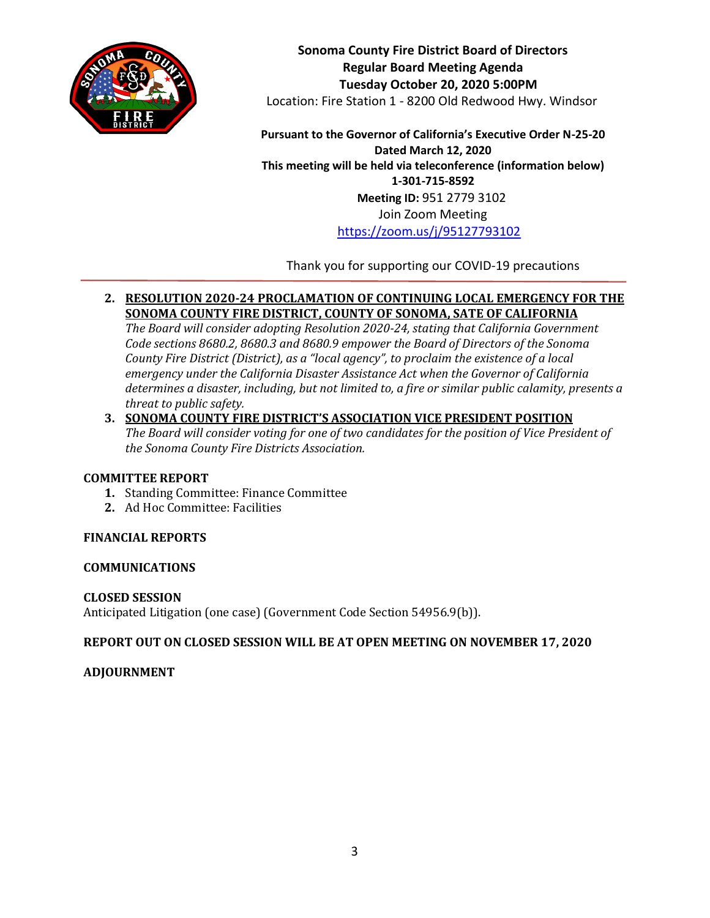**Sonoma County Fire District Board of Directors**
**Regular Board Meeting Agenda**
**Tuesday October 20, 2020 5:00PM**
Location: Fire Station 1 - 8200 Old Redwood Hwy. Windsor

**Pursuant to the Governor of California's Executive Order N-25-20**
**Dated March 12, 2020**
**This meeting will be held via teleconference (information below)**
**1-301-715-8592**
**Meeting ID:** 951 2779 3102
Join Zoom Meeting
https://zoom.us/j/95127793102

Thank you for supporting our COVID-19 precautions

2. **RESOLUTION 2020-24 PROCLAMATION OF CONTINUING LOCAL EMERGENCY FOR THE SONOMA COUNTY FIRE DISTRICT, COUNTY OF SONOMA, SATE OF CALIFORNIA**
   *The Board will consider adopting Resolution 2020-24, stating that California Government Code sections 8680.2, 8680.3 and 8680.9 empower the Board of Directors of the Sonoma County Fire District (District), as a "local agency", to proclaim the existence of a local emergency under the California Disaster Assistance Act when the Governor of California determines a disaster, including, but not limited to, a fire or similar public calamity, presents a threat to public safety.*
3. **SONOMA COUNTY FIRE DISTRICT'S ASSOCIATION VICE PRESIDENT POSITION**
   *The Board will consider voting for one of two candidates for the position of Vice President of the Sonoma County Fire Districts Association.*

**COMMITTEE REPORT**

1. Standing Committee: Finance Committee
2. Ad Hoc Committee: Facilities

**FINANCIAL REPORTS**

**COMMUNICATIONS**

**CLOSED SESSION**
Anticipated Litigation (one case) (Government Code Section 54956.9(b)).

**REPORT OUT ON CLOSED SESSION WILL BE AT OPEN MEETING ON NOVEMBER 17, 2020**

**ADJOURNMENT**